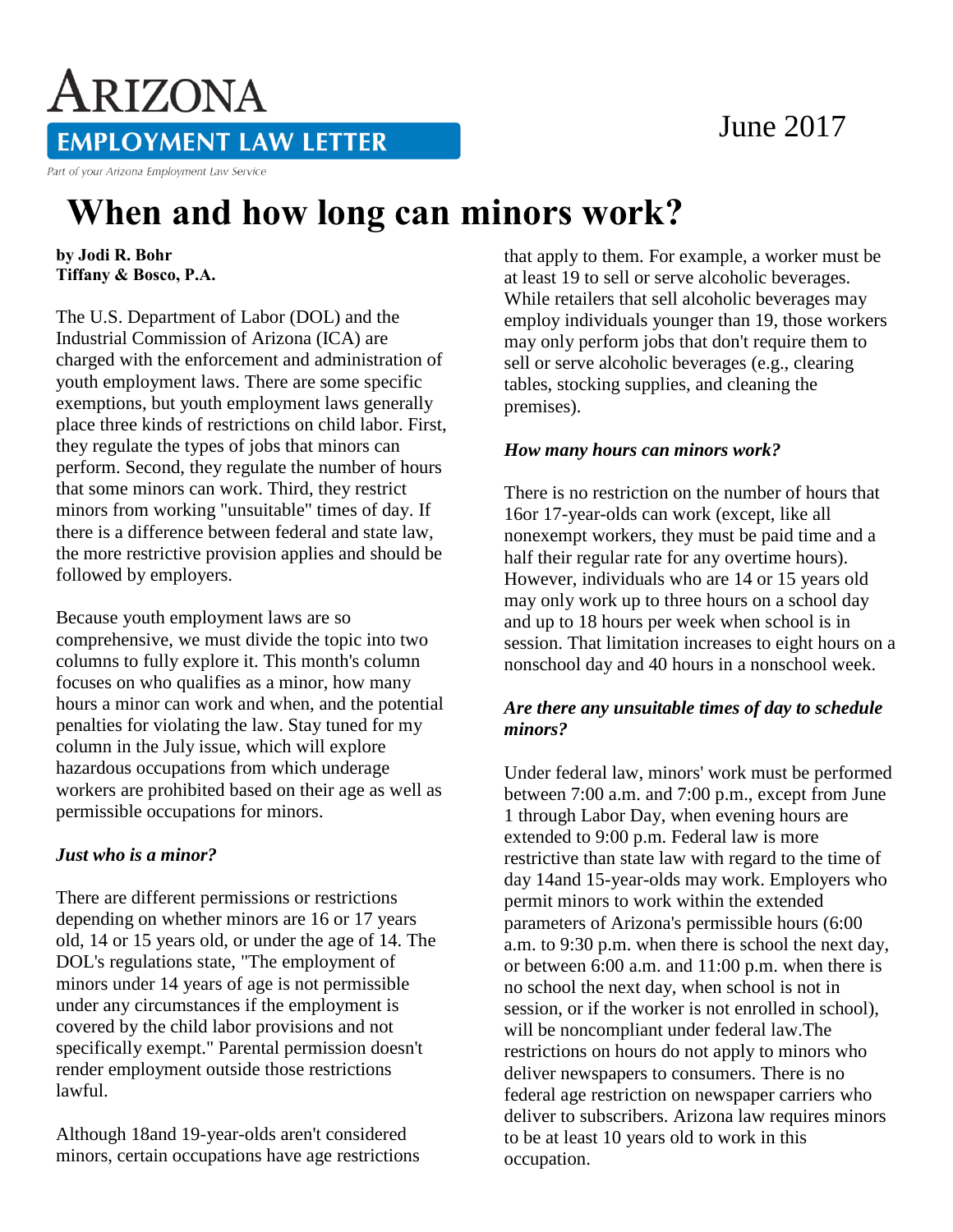# ARIZONA EMPLOYMENT LAW LETTER

Part of your Arizona Employment Law Service

June 2017

# When and how long can minors work?

**by Jodi R. Bohr**
**Tiffany & Bosco, P.A.**

The U.S. Department of Labor (DOL) and the Industrial Commission of Arizona (ICA) are charged with the enforcement and administration of youth employment laws. There are some specific exemptions, but youth employment laws generally place three kinds of restrictions on child labor. First, they regulate the types of jobs that minors can perform. Second, they regulate the number of hours that some minors can work. Third, they restrict minors from working "unsuitable" times of day. If there is a difference between federal and state law, the more restrictive provision applies and should be followed by employers.

Because youth employment laws are so comprehensive, we must divide the topic into two columns to fully explore it. This month's column focuses on who qualifies as a minor, how many hours a minor can work and when, and the potential penalties for violating the law. Stay tuned for my column in the July issue, which will explore hazardous occupations from which underage workers are prohibited based on their age as well as permissible occupations for minors.

### *Just who is a minor?*

There are different permissions or restrictions depending on whether minors are 16 or 17 years old, 14 or 15 years old, or under the age of 14. The DOL's regulations state, "The employment of minors under 14 years of age is not permissible under any circumstances if the employment is covered by the child labor provisions and not specifically exempt." Parental permission doesn't render employment outside those restrictions lawful.

Although 18and 19-year-olds aren't considered minors, certain occupations have age restrictions that apply to them. For example, a worker must be at least 19 to sell or serve alcoholic beverages. While retailers that sell alcoholic beverages may employ individuals younger than 19, those workers may only perform jobs that don't require them to sell or serve alcoholic beverages (e.g., clearing tables, stocking supplies, and cleaning the premises).

### *How many hours can minors work?*

There is no restriction on the number of hours that 16or 17-year-olds can work (except, like all nonexempt workers, they must be paid time and a half their regular rate for any overtime hours). However, individuals who are 14 or 15 years old may only work up to three hours on a school day and up to 18 hours per week when school is in session. That limitation increases to eight hours on a nonschool day and 40 hours in a nonschool week.

### *Are there any unsuitable times of day to schedule minors?*

Under federal law, minors' work must be performed between 7:00 a.m. and 7:00 p.m., except from June 1 through Labor Day, when evening hours are extended to 9:00 p.m. Federal law is more restrictive than state law with regard to the time of day 14and 15-year-olds may work. Employers who permit minors to work within the extended parameters of Arizona's permissible hours (6:00 a.m. to 9:30 p.m. when there is school the next day, or between 6:00 a.m. and 11:00 p.m. when there is no school the next day, when school is not in session, or if the worker is not enrolled in school), will be noncompliant under federal law.The restrictions on hours do not apply to minors who deliver newspapers to consumers. There is no federal age restriction on newspaper carriers who deliver to subscribers. Arizona law requires minors to be at least 10 years old to work in this occupation.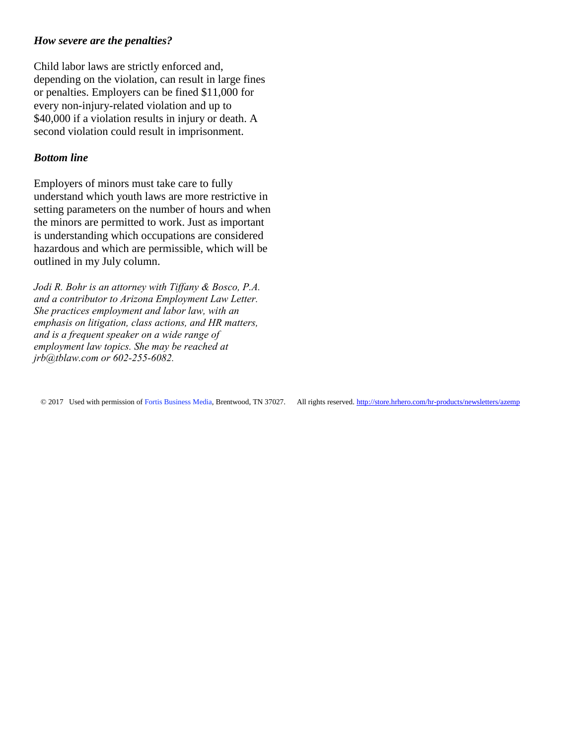### *How severe are the penalties?*

Child labor laws are strictly enforced and, depending on the violation, can result in large fines or penalties. Employers can be fined $11,000 for every non-injury-related violation and up to $40,000 if a violation results in injury or death. A second violation could result in imprisonment.

### *Bottom line*

Employers of minors must take care to fully understand which youth laws are more restrictive in setting parameters on the number of hours and when the minors are permitted to work. Just as important is understanding which occupations are considered hazardous and which are permissible, which will be outlined in my July column.

*Jodi R. Bohr is an attorney with Tiffany & Bosco, P.A. and a contributor to Arizona Employment Law Letter. She practices employment and labor law, with an emphasis on litigation, class actions, and HR matters, and is a frequent speaker on a wide range of employment law topics. She may be reached at jrb@tblaw.com or 602-255-6082.*

© 2017 Used with permission of Fortis Business Media, Brentwood, TN 37027. All rights reserved. http://store.hrhero.com/hr-products/newsletters/azemp